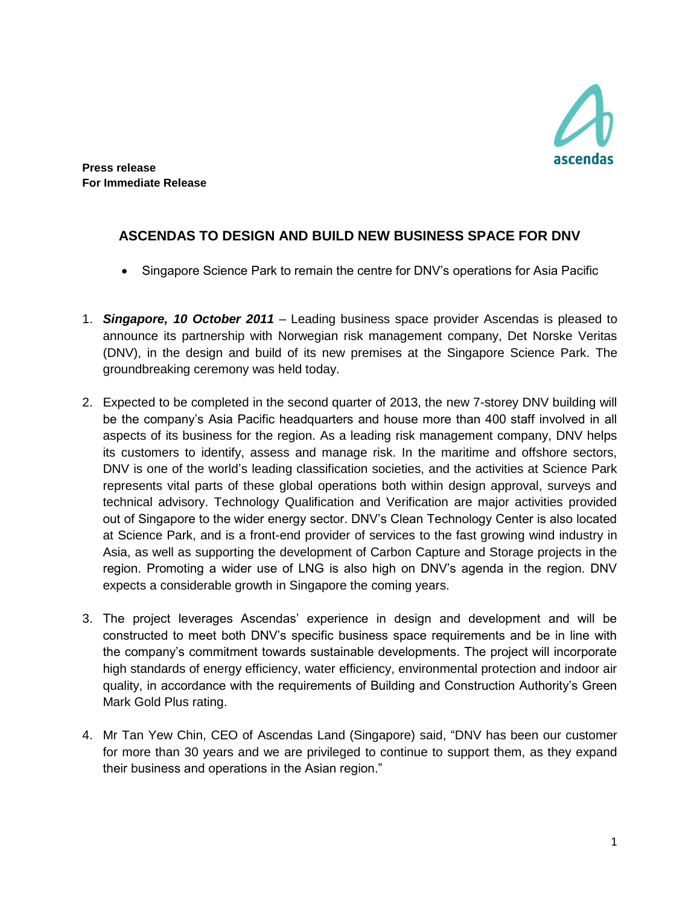**Press release**
**For Immediate Release**

## ASCENDAS TO DESIGN AND BUILD NEW BUSINESS SPACE FOR DNV

- Singapore Science Park to remain the centre for DNV's operations for Asia Pacific

1. ***Singapore, 10 October 2011*** – Leading business space provider Ascendas is pleased to announce its partnership with Norwegian risk management company, Det Norske Veritas (DNV), in the design and build of its new premises at the Singapore Science Park. The groundbreaking ceremony was held today.

2. Expected to be completed in the second quarter of 2013, the new 7-storey DNV building will be the company's Asia Pacific headquarters and house more than 400 staff involved in all aspects of its business for the region. As a leading risk management company, DNV helps its customers to identify, assess and manage risk. In the maritime and offshore sectors, DNV is one of the world's leading classification societies, and the activities at Science Park represents vital parts of these global operations both within design approval, surveys and technical advisory. Technology Qualification and Verification are major activities provided out of Singapore to the wider energy sector. DNV's Clean Technology Center is also located at Science Park, and is a front-end provider of services to the fast growing wind industry in Asia, as well as supporting the development of Carbon Capture and Storage projects in the region. Promoting a wider use of LNG is also high on DNV's agenda in the region. DNV expects a considerable growth in Singapore the coming years.

3. The project leverages Ascendas' experience in design and development and will be constructed to meet both DNV's specific business space requirements and be in line with the company's commitment towards sustainable developments. The project will incorporate high standards of energy efficiency, water efficiency, environmental protection and indoor air quality, in accordance with the requirements of Building and Construction Authority's Green Mark Gold Plus rating.

4. Mr Tan Yew Chin, CEO of Ascendas Land (Singapore) said, "DNV has been our customer for more than 30 years and we are privileged to continue to support them, as they expand their business and operations in the Asian region."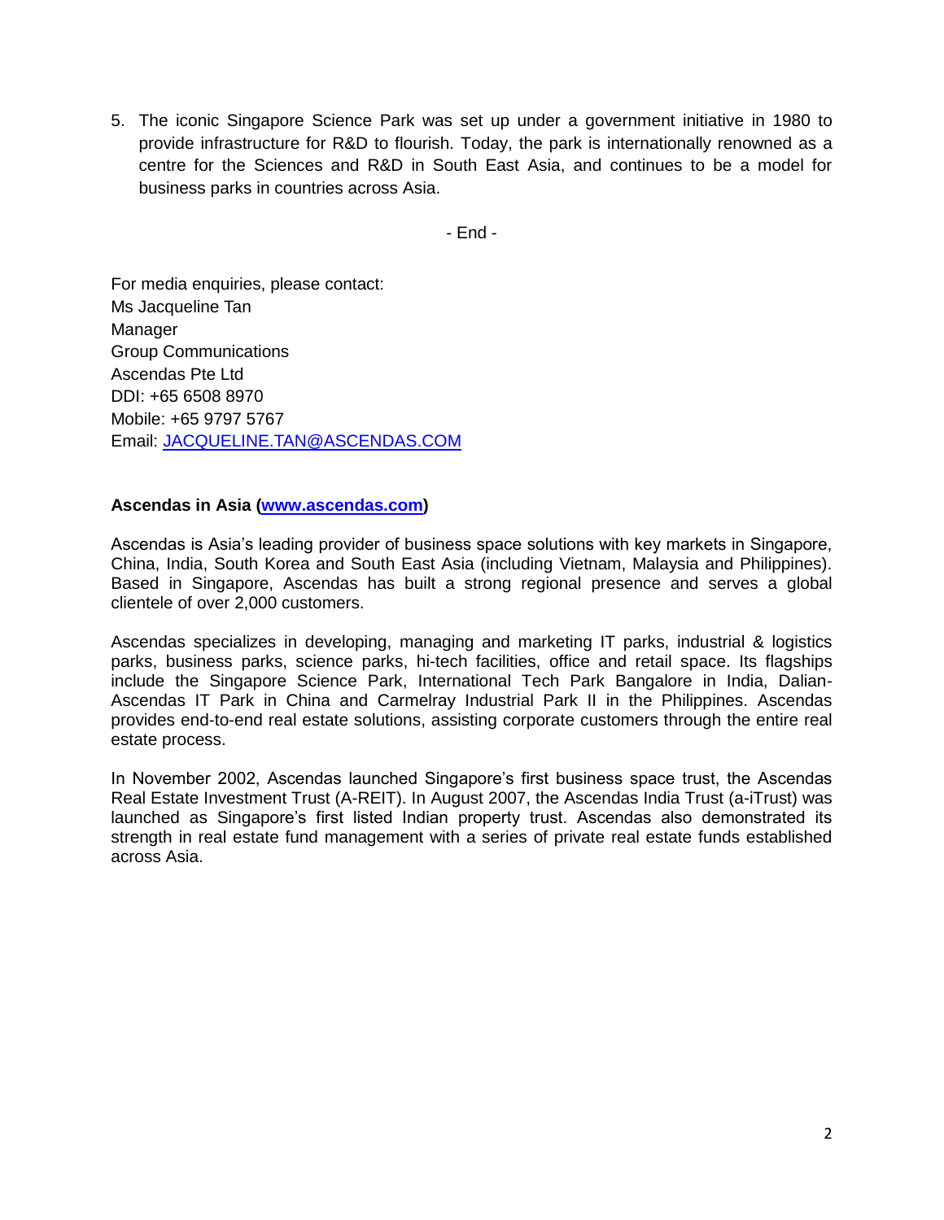5. The iconic Singapore Science Park was set up under a government initiative in 1980 to provide infrastructure for R&D to flourish. Today, the park is internationally renowned as a centre for the Sciences and R&D in South East Asia, and continues to be a model for business parks in countries across Asia.

- End -

For media enquiries, please contact:
Ms Jacqueline Tan
Manager
Group Communications
Ascendas Pte Ltd
DDI: +65 6508 8970
Mobile: +65 9797 5767
Email: JACQUELINE.TAN@ASCENDAS.COM

**Ascendas in Asia (www.ascendas.com)**

Ascendas is Asia's leading provider of business space solutions with key markets in Singapore, China, India, South Korea and South East Asia (including Vietnam, Malaysia and Philippines). Based in Singapore, Ascendas has built a strong regional presence and serves a global clientele of over 2,000 customers.

Ascendas specializes in developing, managing and marketing IT parks, industrial & logistics parks, business parks, science parks, hi-tech facilities, office and retail space. Its flagships include the Singapore Science Park, International Tech Park Bangalore in India, Dalian-Ascendas IT Park in China and Carmelray Industrial Park II in the Philippines. Ascendas provides end-to-end real estate solutions, assisting corporate customers through the entire real estate process.

In November 2002, Ascendas launched Singapore's first business space trust, the Ascendas Real Estate Investment Trust (A-REIT). In August 2007, the Ascendas India Trust (a-iTrust) was launched as Singapore's first listed Indian property trust. Ascendas also demonstrated its strength in real estate fund management with a series of private real estate funds established across Asia.